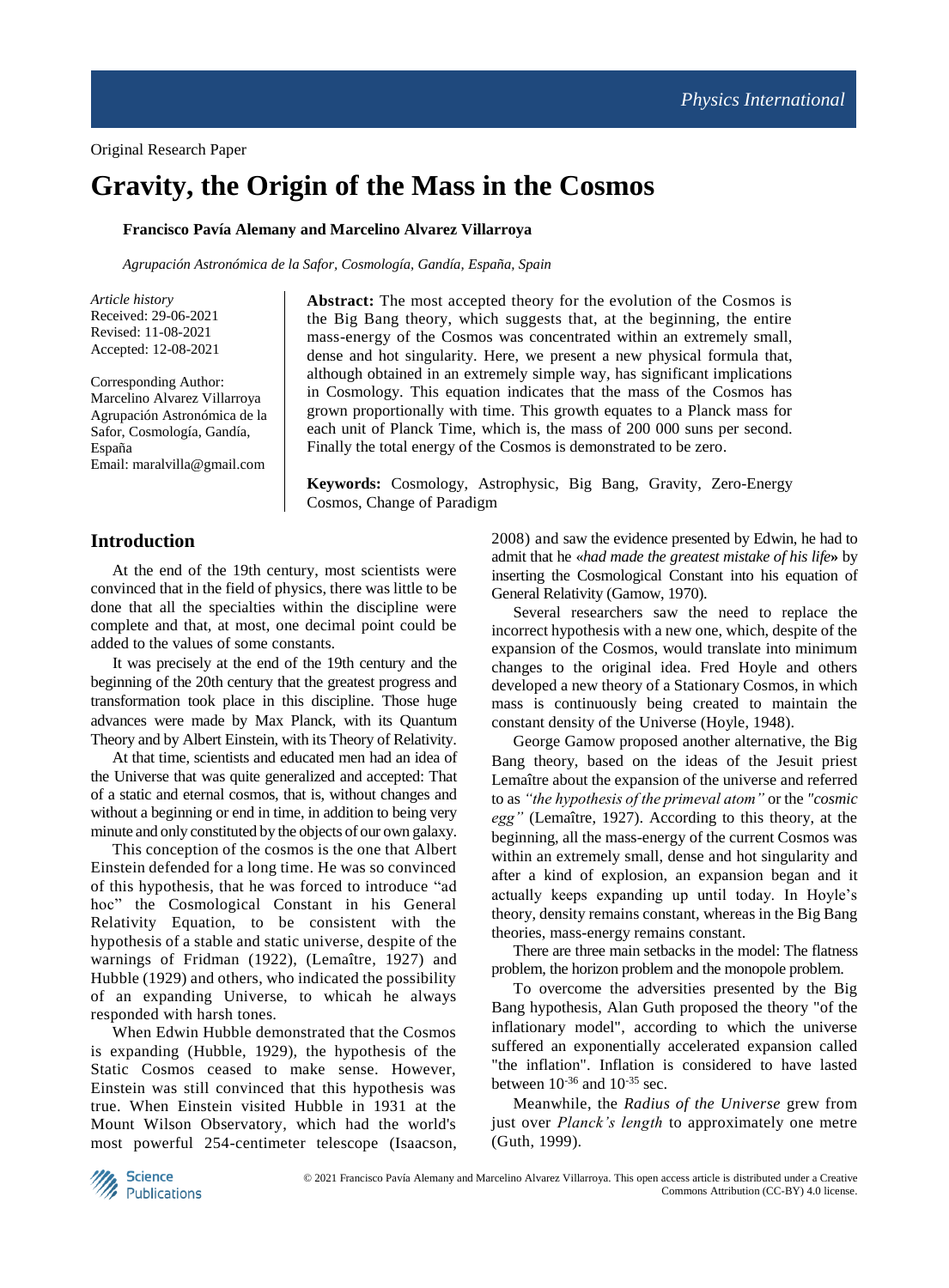Original Research Paper

# Gravity, the Origin of the Mass in the Cosmos

**Francisco Pavía Alemany and Marcelino Alvarez Villarroya**

*Agrupación Astronómica de la Safor, Cosmología, Gandía, España, Spain*

*Article history*
Received: 29-06-2021
Revised: 11-08-2021
Accepted: 12-08-2021

Corresponding Author:
Marcelino Alvarez Villarroya
Agrupación Astronómica de la Safor, Cosmología, Gandía, España
Email: maralvilla@gmail.com

**Abstract:** The most accepted theory for the evolution of the Cosmos is the Big Bang theory, which suggests that, at the beginning, the entire mass-energy of the Cosmos was concentrated within an extremely small, dense and hot singularity. Here, we present a new physical formula that, although obtained in an extremely simple way, has significant implications in Cosmology. This equation indicates that the mass of the Cosmos has grown proportionally with time. This growth equates to a Planck mass for each unit of Planck Time, which is, the mass of 200 000 suns per second. Finally the total energy of the Cosmos is demonstrated to be zero.

**Keywords:** Cosmology, Astrophysic, Big Bang, Gravity, Zero-Energy Cosmos, Change of Paradigm

## Introduction

At the end of the 19th century, most scientists were convinced that in the field of physics, there was little to be done that all the specialties within the discipline were complete and that, at most, one decimal point could be added to the values of some constants.

It was precisely at the end of the 19th century and the beginning of the 20th century that the greatest progress and transformation took place in this discipline. Those huge advances were made by Max Planck, with its Quantum Theory and by Albert Einstein, with its Theory of Relativity.

At that time, scientists and educated men had an idea of the Universe that was quite generalized and accepted: That of a static and eternal cosmos, that is, without changes and without a beginning or end in time, in addition to being very minute and only constituted by the objects of our own galaxy.

This conception of the cosmos is the one that Albert Einstein defended for a long time. He was so convinced of this hypothesis, that he was forced to introduce "ad hoc" the Cosmological Constant in his General Relativity Equation, to be consistent with the hypothesis of a stable and static universe, despite of the warnings of Fridman (1922), (Lemaître, 1927) and Hubble (1929) and others, who indicated the possibility of an expanding Universe, to whicah he always responded with harsh tones.

When Edwin Hubble demonstrated that the Cosmos is expanding (Hubble, 1929), the hypothesis of the Static Cosmos ceased to make sense. However, Einstein was still convinced that this hypothesis was true. When Einstein visited Hubble in 1931 at the Mount Wilson Observatory, which had the world's most powerful 254-centimeter telescope (Isaacson, 2008) and saw the evidence presented by Edwin, he had to admit that he «*had made the greatest mistake of his life*» by inserting the Cosmological Constant into his equation of General Relativity (Gamow, 1970).

Several researchers saw the need to replace the incorrect hypothesis with a new one, which, despite of the expansion of the Cosmos, would translate into minimum changes to the original idea. Fred Hoyle and others developed a new theory of a Stationary Cosmos, in which mass is continuously being created to maintain the constant density of the Universe (Hoyle, 1948).

George Gamow proposed another alternative, the Big Bang theory, based on the ideas of the Jesuit priest Lemaître about the expansion of the universe and referred to as *"the hypothesis of the primeval atom"* or the *"cosmic egg"* (Lemaître, 1927). According to this theory, at the beginning, all the mass-energy of the current Cosmos was within an extremely small, dense and hot singularity and after a kind of explosion, an expansion began and it actually keeps expanding up until today. In Hoyle's theory, density remains constant, whereas in the Big Bang theories, mass-energy remains constant.

There are three main setbacks in the model: The flatness problem, the horizon problem and the monopole problem.

To overcome the adversities presented by the Big Bang hypothesis, Alan Guth proposed the theory "of the inflationary model", according to which the universe suffered an exponentially accelerated expansion called "the inflation". Inflation is considered to have lasted between $10^{-36}$ and $10^{-35}$ sec.

Meanwhile, the *Radius of the Universe* grew from just over *Planck's length* to approximately one metre (Guth, 1999).

© 2021 Francisco Pavía Alemany and Marcelino Alvarez Villarroya. This open access article is distributed under a Creative Commons Attribution (CC-BY) 4.0 license.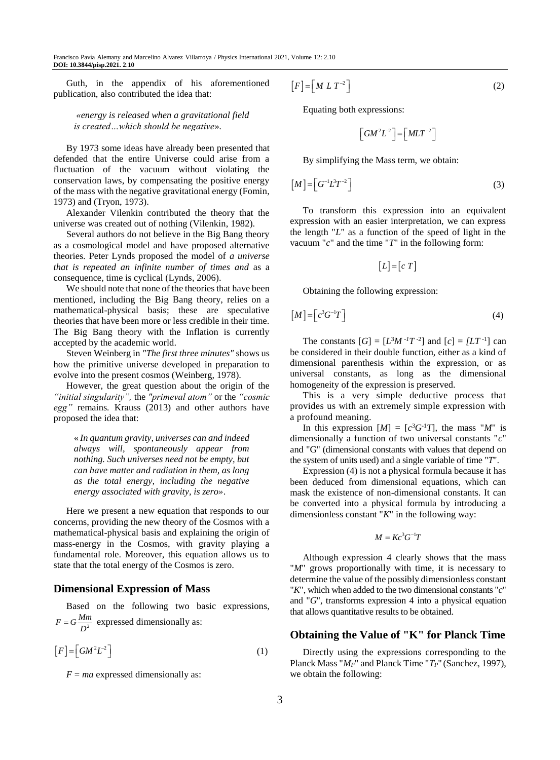Guth, in the appendix of his aforementioned publication, also contributed the idea that:

> «*energy is released when a gravitational field is created…which should be negative*».

By 1973 some ideas have already been presented that defended that the entire Universe could arise from a fluctuation of the vacuum without violating the conservation laws, by compensating the positive energy of the mass with the negative gravitational energy (Fomin, 1973) and (Tryon, 1973).

Alexander Vilenkin contributed the theory that the universe was created out of nothing (Vilenkin, 1982).

Several authors do not believe in the Big Bang theory as a cosmological model and have proposed alternative theories. Peter Lynds proposed the model of *a universe that is repeated an infinite number of times and* as a consequence, time is cyclical (Lynds, 2006).

We should note that none of the theories that have been mentioned, including the Big Bang theory, relies on a mathematical-physical basis; these are speculative theories that have been more or less credible in their time. The Big Bang theory with the Inflation is currently accepted by the academic world.

Steven Weinberg in *"The first three minutes"* shows us how the primitive universe developed in preparation to evolve into the present cosmos (Weinberg, 1978).

However, the great question about the origin of the *"initial singularity",* the *"primeval atom"* or the *"cosmic egg"* remains. Krauss (2013) and other authors have proposed the idea that:

> « *In quantum gravity, universes can and indeed always will, spontaneously appear from nothing. Such universes need not be empty, but can have matter and radiation in them, as long as the total energy, including the negative energy associated with gravity, is zero*».

Here we present a new equation that responds to our concerns, providing the new theory of the Cosmos with a mathematical-physical basis and explaining the origin of mass-energy in the Cosmos, with gravity playing a fundamental role. Moreover, this equation allows us to state that the total energy of the Cosmos is zero.

## Dimensional Expression of Mass

Based on the following two basic expressions, $F = G\dfrac{Mm}{D^2}$ expressed dimensionally as:

$$\left[F\right] = \left[GM^2L^{-2}\right] \tag{1}$$

$F = ma$ expressed dimensionally as:

$$\left[F\right] = \left[M\ L\ T^{-2}\right] \tag{2}$$

Equating both expressions:

$$\left[GM^2L^{-2}\right] = \left[MLT^{-2}\right]$$

By simplifying the Mass term, we obtain:

$$\left[M\right] = \left[G^{-1}L^3T^{-2}\right] \tag{3}$$

To transform this expression into an equivalent expression with an easier interpretation, we can express the length "*L*" as a function of the speed of light in the vacuum "*c*" and the time "*T*" in the following form:

$$\left[L\right] = \left[c\ T\right]$$

Obtaining the following expression:

$$\left[M\right] = \left[c^3G^{-1}T\right] \tag{4}$$

The constants $[G] = [L^3M^{-1}T^{-2}]$ and $[c] = [LT^{-1}]$ can be considered in their double function, either as a kind of dimensional parenthesis within the expression, or as universal constants, as long as the dimensional homogeneity of the expression is preserved.

This is a very simple deductive process that provides us with an extremely simple expression with a profound meaning.

In this expression $[M] = [c^3G^{-1}T]$, the mass "*M*" is dimensionally a function of two universal constants "*c*" and "G" (dimensional constants with values that depend on the system of units used) and a single variable of time "*T*".

Expression (4) is not a physical formula because it has been deduced from dimensional equations, which can mask the existence of non-dimensional constants. It can be converted into a physical formula by introducing a dimensionless constant "*K*" in the following way:

$$M = Kc^3G^{-1}T$$

Although expression 4 clearly shows that the mass "*M*" grows proportionally with time, it is necessary to determine the value of the possibly dimensionless constant "*K*", which when added to the two dimensional constants "*c*" and "*G*", transforms expression 4 into a physical equation that allows quantitative results to be obtained.

## Obtaining the Value of "K" for Planck Time

Directly using the expressions corresponding to the Planck Mass "$M_P$" and Planck Time "$T_P$" (Sanchez, 1997), we obtain the following: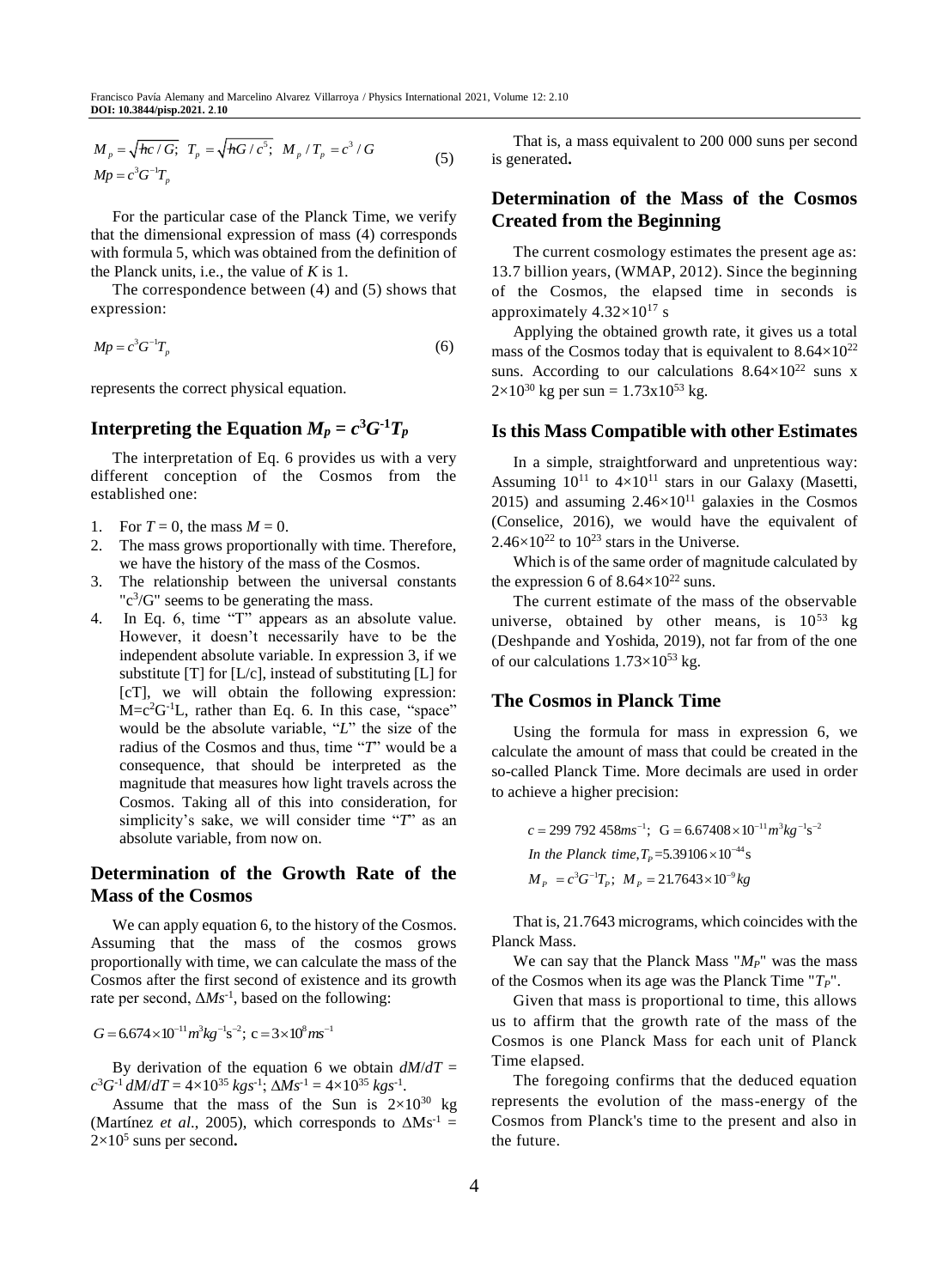$$M_p = \sqrt{\hbar c / G};\;\; T_p = \sqrt{\hbar G / c^5};\;\; M_p / T_p = c^3 / G$$
$$Mp = c^3 G^{-1} T_p \tag{5}$$

For the particular case of the Planck Time, we verify that the dimensional expression of mass (4) corresponds with formula 5, which was obtained from the definition of the Planck units, i.e., the value of *K* is 1.

The correspondence between (4) and (5) shows that expression:

$$Mp = c^3 G^{-1} T_p \tag{6}$$

represents the correct physical equation.

## Interpreting the Equation $M_P = c^3 G^{-1} T_P$

The interpretation of Eq. 6 provides us with a very different conception of the Cosmos from the established one:

1. For $T = 0$, the mass $M = 0$.
2. The mass grows proportionally with time. Therefore, we have the history of the mass of the Cosmos.
3. The relationship between the universal constants "$c^3/G$" seems to be generating the mass.
4. In Eq. 6, time "T" appears as an absolute value. However, it doesn't necessarily have to be the independent absolute variable. In expression 3, if we substitute [T] for [L/c], instead of substituting [L] for [cT], we will obtain the following expression: $M=c^2G^{-1}L$, rather than Eq. 6. In this case, "space" would be the absolute variable, "*L*" the size of the radius of the Cosmos and thus, time "*T*" would be a consequence, that should be interpreted as the magnitude that measures how light travels across the Cosmos. Taking all of this into consideration, for simplicity's sake, we will consider time "*T*" as an absolute variable, from now on.

## Determination of the Growth Rate of the Mass of the Cosmos

We can apply equation 6, to the history of the Cosmos. Assuming that the mass of the cosmos grows proportionally with time, we can calculate the mass of the Cosmos after the first second of existence and its growth rate per second, $\Delta Ms^{-1}$, based on the following:

$$G = 6.674 \times 10^{-11} m^3 kg^{-1} s^{-2};\;\; c = 3 \times 10^8 ms^{-1}$$

By derivation of the equation 6 we obtain $dM/dT = c^3G^{-1}$ $dM/dT = 4\times10^{35}\ kgs^{-1}$; $\Delta Ms^{-1} = 4\times10^{35}\ kgs^{-1}$.

Assume that the mass of the Sun is $2\times10^{30}$ kg (Martínez *et al*., 2005), which corresponds to $\Delta Ms^{-1} = 2\times10^5$ suns per second**.**

That is, a mass equivalent to 200 000 suns per second is generated**.**

## Determination of the Mass of the Cosmos Created from the Beginning

The current cosmology estimates the present age as: 13.7 billion years, (WMAP, 2012). Since the beginning of the Cosmos, the elapsed time in seconds is approximately $4.32\times10^{17}$ s

Applying the obtained growth rate, it gives us a total mass of the Cosmos today that is equivalent to $8.64\times10^{22}$ suns. According to our calculations $8.64\times10^{22}$ suns x $2\times10^{30}$ kg per sun = $1.73\times10^{53}$ kg.

## Is this Mass Compatible with other Estimates

In a simple, straightforward and unpretentious way: Assuming $10^{11}$ to $4\times10^{11}$ stars in our Galaxy (Masetti, 2015) and assuming $2.46\times10^{11}$ galaxies in the Cosmos (Conselice, 2016), we would have the equivalent of $2.46\times10^{22}$ to $10^{23}$ stars in the Universe.

Which is of the same order of magnitude calculated by the expression 6 of $8.64\times10^{22}$ suns.

The current estimate of the mass of the observable universe, obtained by other means, is $10^{53}$ kg (Deshpande and Yoshida, 2019), not far from of the one of our calculations $1.73\times10^{53}$ kg.

## The Cosmos in Planck Time

Using the formula for mass in expression 6, we calculate the amount of mass that could be created in the so-called Planck Time. More decimals are used in order to achieve a higher precision:

$$c = 299\ 792\ 458 ms^{-1};\;\; G = 6.67408 \times 10^{-11} m^3 kg^{-1} s^{-2}$$
$$\textit{In the Planck time}, T_P = 5.39106 \times 10^{-44}\,\mathrm{s}$$
$$M_P = c^3 G^{-1} T_P;\;\; M_P = 21.7643 \times 10^{-9} kg$$

That is, 21.7643 micrograms, which coincides with the Planck Mass.

We can say that the Planck Mass "$M_P$" was the mass of the Cosmos when its age was the Planck Time "$T_P$".

Given that mass is proportional to time, this allows us to affirm that the growth rate of the mass of the Cosmos is one Planck Mass for each unit of Planck Time elapsed.

The foregoing confirms that the deduced equation represents the evolution of the mass-energy of the Cosmos from Planck's time to the present and also in the future.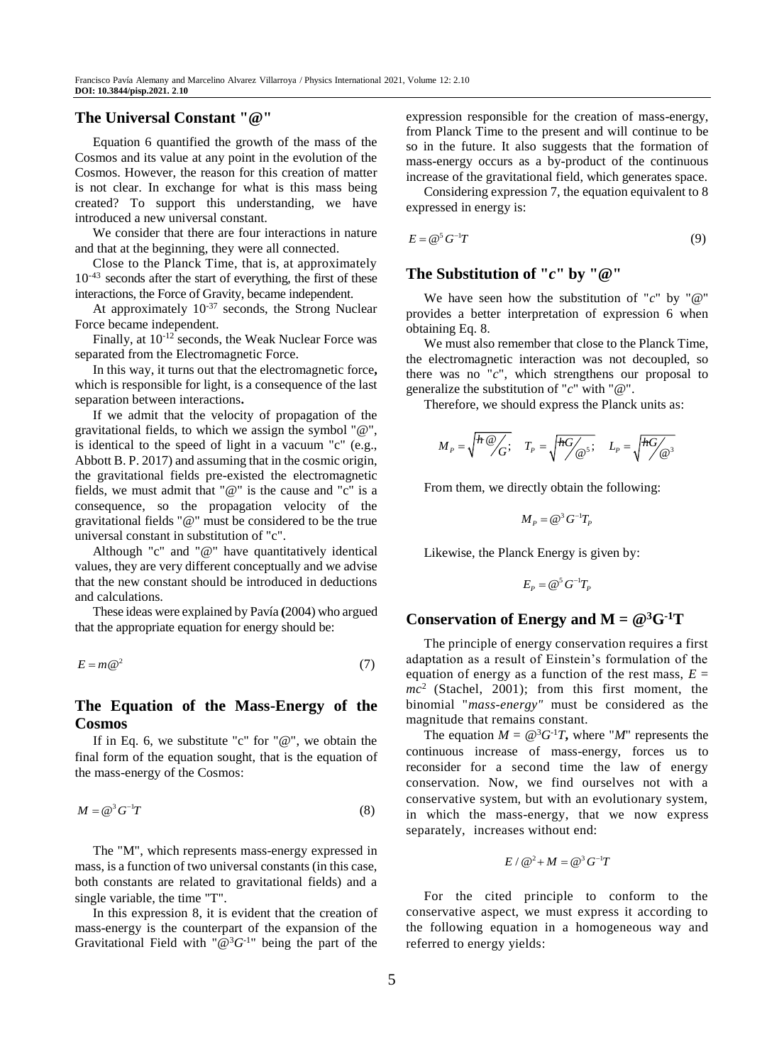## The Universal Constant "@"

Equation 6 quantified the growth of the mass of the Cosmos and its value at any point in the evolution of the Cosmos. However, the reason for this creation of matter is not clear. In exchange for what is this mass being created? To support this understanding, we have introduced a new universal constant.

We consider that there are four interactions in nature and that at the beginning, they were all connected.

Close to the Planck Time, that is, at approximately $10^{-43}$ seconds after the start of everything, the first of these interactions, the Force of Gravity, became independent.

At approximately $10^{-37}$ seconds, the Strong Nuclear Force became independent.

Finally, at $10^{-12}$ seconds, the Weak Nuclear Force was separated from the Electromagnetic Force.

In this way, it turns out that the electromagnetic force**,** which is responsible for light, is a consequence of the last separation between interactions**.**

If we admit that the velocity of propagation of the gravitational fields, to which we assign the symbol "@", is identical to the speed of light in a vacuum "c" (e.g., Abbott B. P. 2017) and assuming that in the cosmic origin, the gravitational fields pre-existed the electromagnetic fields, we must admit that "@" is the cause and "c" is a consequence, so the propagation velocity of the gravitational fields "@" must be considered to be the true universal constant in substitution of "c".

Although "c" and "@" have quantitatively identical values, they are very different conceptually and we advise that the new constant should be introduced in deductions and calculations.

These ideas were explained by Pavía **(**2004) who argued that the appropriate equation for energy should be:

$$E = m@^2 \tag{7}$$

## The Equation of the Mass-Energy of the Cosmos

If in Eq. 6, we substitute "c" for "@", we obtain the final form of the equation sought, that is the equation of the mass-energy of the Cosmos:

$$M = @^3 G^{-1} T \tag{8}$$

The "M", which represents mass-energy expressed in mass, is a function of two universal constants (in this case, both constants are related to gravitational fields) and a single variable, the time "T".

In this expression 8, it is evident that the creation of mass-energy is the counterpart of the expansion of the Gravitational Field with "$@^3G^{-1}$" being the part of the expression responsible for the creation of mass-energy, from Planck Time to the present and will continue to be so in the future. It also suggests that the formation of mass-energy occurs as a by-product of the continuous increase of the gravitational field, which generates space.

Considering expression 7, the equation equivalent to 8 expressed in energy is:

$$E = @^5 G^{-1} T \tag{9}$$

## The Substitution of "*c*" by "@"

We have seen how the substitution of "*c*" by "@" provides a better interpretation of expression 6 when obtaining Eq. 8.

We must also remember that close to the Planck Time, the electromagnetic interaction was not decoupled, so there was no "*c*", which strengthens our proposal to generalize the substitution of "*c*" with "@".

Therefore, we should express the Planck units as:

$$M_P = \sqrt{\hbar @ / G}; \quad T_P = \sqrt{\hbar G / @^5}; \quad L_P = \sqrt{\hbar G / @^3}$$

From them, we directly obtain the following:

$$M_P = @^3 G^{-1} T_P$$

Likewise, the Planck Energy is given by:

$$E_P = @^5 G^{-1} T_P$$

## Conservation of Energy and M = $@^3G^{-1}$T

The principle of energy conservation requires a first adaptation as a result of Einstein's formulation of the equation of energy as a function of the rest mass, $E = mc^2$ (Stachel, 2001); from this first moment, the binomial "*mass-energy"* must be considered as the magnitude that remains constant.

The equation $M = @^3G^{-1}T$**,** where "*M*" represents the continuous increase of mass-energy, forces us to reconsider for a second time the law of energy conservation. Now, we find ourselves not with a conservative system, but with an evolutionary system, in which the mass-energy, that we now express separately, increases without end:

$$E / @^2 + M = @^3 G^{-1} T$$

For the cited principle to conform to the conservative aspect, we must express it according to the following equation in a homogeneous way and referred to energy yields: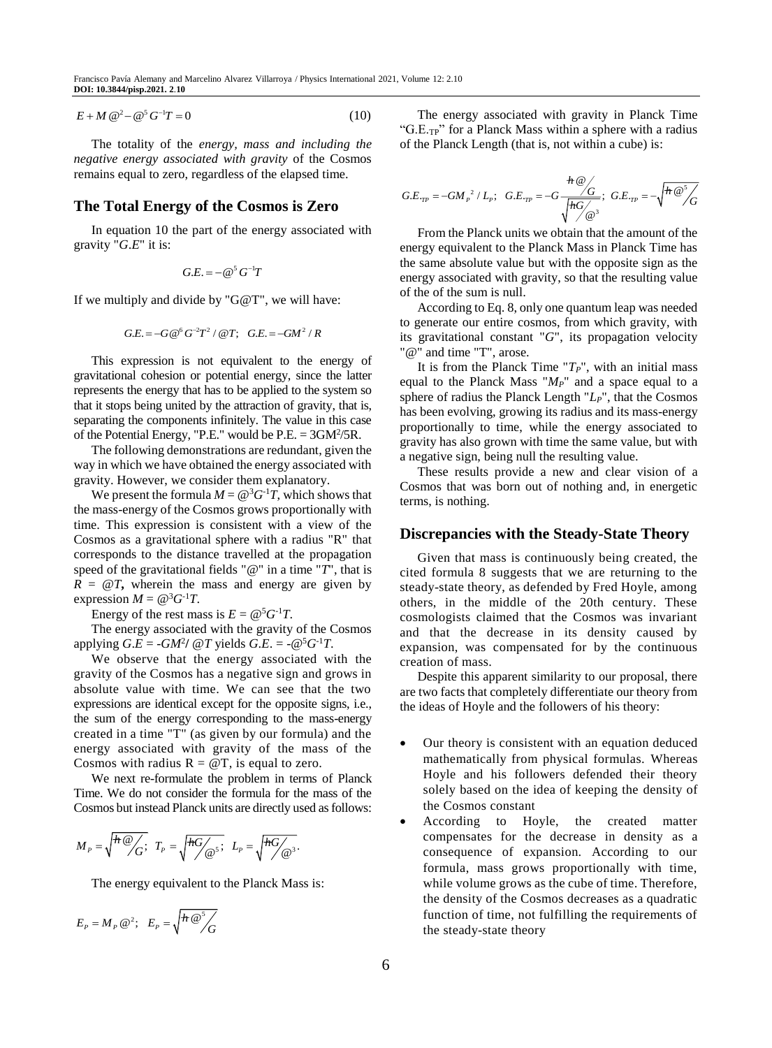$$E + M\,@^2 - @^5 G^{-1} T = 0 \tag{10}$$

The totality of the *energy, mass and including the negative energy associated with gravity* of the Cosmos remains equal to zero, regardless of the elapsed time.

## The Total Energy of the Cosmos is Zero

In equation 10 the part of the energy associated with gravity "$G.E$" it is:

$$G.E. = -@^5 G^{-1} T$$

If we multiply and divide by "G@T", we will have:

$$G.E. = -G@^6 G^{-2} T^2 / @T; \quad G.E. = -GM^2 / R$$

This expression is not equivalent to the energy of gravitational cohesion or potential energy, since the latter represents the energy that has to be applied to the system so that it stops being united by the attraction of gravity, that is, separating the components infinitely. The value in this case of the Potential Energy, "P.E." would be P.E. = $3GM^2/5R$.

The following demonstrations are redundant, given the way in which we have obtained the energy associated with gravity. However, we consider them explanatory.

We present the formula $M = @^3 G^{-1} T$, which shows that the mass-energy of the Cosmos grows proportionally with time. This expression is consistent with a view of the Cosmos as a gravitational sphere with a radius "R" that corresponds to the distance travelled at the propagation speed of the gravitational fields "@" in a time "$T$", that is $R = @T$**,** wherein the mass and energy are given by expression $M = @^3 G^{-1} T$.

Energy of the rest mass is $E = @^5 G^{-1} T$.

The energy associated with the gravity of the Cosmos applying $G.E = -GM^2/\,@T$ yields $G.E. = -@^5 G^{-1} T$.

We observe that the energy associated with the gravity of the Cosmos has a negative sign and grows in absolute value with time. We can see that the two expressions are identical except for the opposite signs, i.e., the sum of the energy corresponding to the mass-energy created in a time "T" (as given by our formula) and the energy associated with gravity of the mass of the Cosmos with radius R = @T, is equal to zero.

We next re-formulate the problem in terms of Planck Time. We do not consider the formula for the mass of the Cosmos but instead Planck units are directly used as follows:

$$M_P = \sqrt{\hbar @ / G}; \quad T_P = \sqrt{\hbar G / @^5}; \quad L_P = \sqrt{\hbar G / @^3}.$$

The energy equivalent to the Planck Mass is:

$$E_P = M_P @^2; \quad E_P = \sqrt{\hbar @^5 / G}$$

The energy associated with gravity in Planck Time "G.E.$_{TP}$" for a Planck Mass within a sphere with a radius of the Planck Length (that is, not within a cube) is:

$$G.E._{TP} = -GM_P{}^2 / L_P; \quad G.E._{TP} = -G\frac{\hbar @ / G}{\sqrt{\hbar G / @^3}}; \quad G.E._{TP} = -\sqrt{\hbar @^5 / G}$$

From the Planck units we obtain that the amount of the energy equivalent to the Planck Mass in Planck Time has the same absolute value but with the opposite sign as the energy associated with gravity, so that the resulting value of the of the sum is null.

According to Eq. 8, only one quantum leap was needed to generate our entire cosmos, from which gravity, with its gravitational constant "$G$", its propagation velocity "@" and time "T", arose.

It is from the Planck Time "$T_P$", with an initial mass equal to the Planck Mass "$M_P$" and a space equal to a sphere of radius the Planck Length "$L_P$", that the Cosmos has been evolving, growing its radius and its mass-energy proportionally to time, while the energy associated to gravity has also grown with time the same value, but with a negative sign, being null the resulting value.

These results provide a new and clear vision of a Cosmos that was born out of nothing and, in energetic terms, is nothing.

## Discrepancies with the Steady-State Theory

Given that mass is continuously being created, the cited formula 8 suggests that we are returning to the steady-state theory, as defended by Fred Hoyle, among others, in the middle of the 20th century. These cosmologists claimed that the Cosmos was invariant and that the decrease in its density caused by expansion, was compensated for by the continuous creation of mass.

Despite this apparent similarity to our proposal, there are two facts that completely differentiate our theory from the ideas of Hoyle and the followers of his theory:

- Our theory is consistent with an equation deduced mathematically from physical formulas. Whereas Hoyle and his followers defended their theory solely based on the idea of keeping the density of the Cosmos constant
- According to Hoyle, the created matter compensates for the decrease in density as a consequence of expansion. According to our formula, mass grows proportionally with time, while volume grows as the cube of time. Therefore, the density of the Cosmos decreases as a quadratic function of time, not fulfilling the requirements of the steady-state theory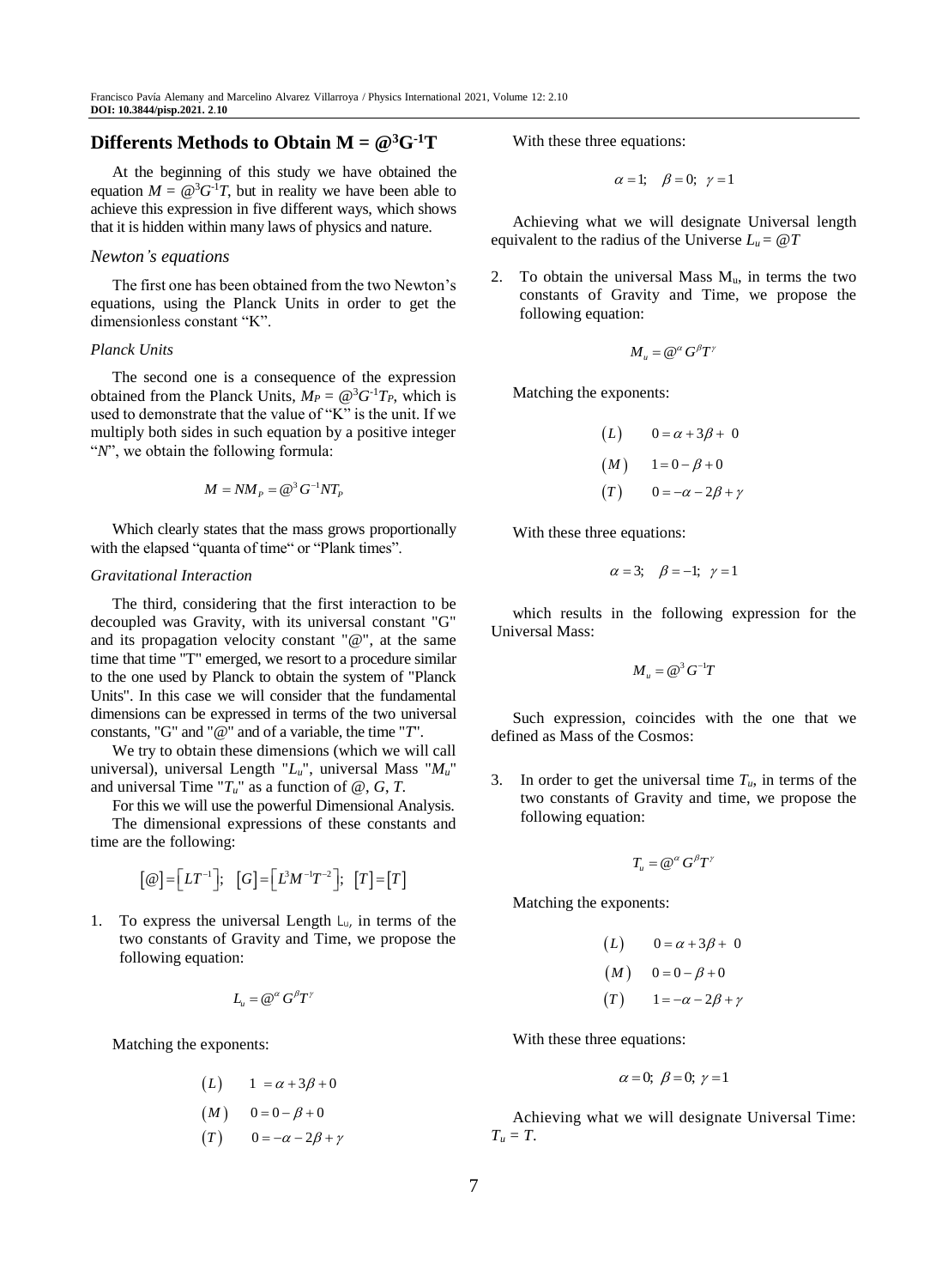## Differents Methods to Obtain $M = @^3G^{-1}T$

At the beginning of this study we have obtained the equation $M = @^3G^{-1}T$, but in reality we have been able to achieve this expression in five different ways, which shows that it is hidden within many laws of physics and nature.

### *Newton's equations*

The first one has been obtained from the two Newton's equations, using the Planck Units in order to get the dimensionless constant "K".

#### *Planck Units*

The second one is a consequence of the expression obtained from the Planck Units, $M_P = @^3G^{-1}T_P$, which is used to demonstrate that the value of "K" is the unit. If we multiply both sides in such equation by a positive integer "*N*", we obtain the following formula:

$$M = NM_P = @^3G^{-1}NT_P$$

Which clearly states that the mass grows proportionally with the elapsed "quanta of time" or "Plank times".

#### *Gravitational Interaction*

The third, considering that the first interaction to be decoupled was Gravity, with its universal constant "G" and its propagation velocity constant "@", at the same time that time "T" emerged, we resort to a procedure similar to the one used by Planck to obtain the system of "Planck Units". In this case we will consider that the fundamental dimensions can be expressed in terms of the two universal constants, "G" and "@" and of a variable, the time "*T*".

We try to obtain these dimensions (which we will call universal), universal Length "$L_u$", universal Mass "$M_u$" and universal Time "$T_u$" as a function of @, *G*, *T*.

For this we will use the powerful Dimensional Analysis.

The dimensional expressions of these constants and time are the following:

$$[@] = [LT^{-1}]; \quad [G] = [L^3M^{-1}T^{-2}]; \quad [T] = [T]$$

1. To express the universal Length $L_u$, in terms of the two constants of Gravity and Time, we propose the following equation:

$$L_u = @^{\alpha}G^{\beta}T^{\gamma}$$

Matching the exponents:

$$\begin{aligned}
(L) \quad & 1 = \alpha + 3\beta + 0 \\
(M) \quad & 0 = 0 - \beta + 0 \\
(T) \quad & 0 = -\alpha - 2\beta + \gamma
\end{aligned}$$

With these three equations:

$$\alpha = 1; \quad \beta = 0; \quad \gamma = 1$$

Achieving what we will designate Universal length equivalent to the radius of the Universe $L_u = @T$

2. To obtain the universal Mass $M_u$, in terms the two constants of Gravity and Time, we propose the following equation:

$$M_u = @^{\alpha}G^{\beta}T^{\gamma}$$

Matching the exponents:

$$\begin{aligned}
(L) \quad & 0 = \alpha + 3\beta + 0 \\
(M) \quad & 1 = 0 - \beta + 0 \\
(T) \quad & 0 = -\alpha - 2\beta + \gamma
\end{aligned}$$

With these three equations:

$$\alpha = 3; \quad \beta = -1; \quad \gamma = 1$$

which results in the following expression for the Universal Mass:

$$M_u = @^3G^{-1}T$$

Such expression, coincides with the one that we defined as Mass of the Cosmos:

3. In order to get the universal time $T_u$, in terms of the two constants of Gravity and time, we propose the following equation:

$$T_u = @^{\alpha}G^{\beta}T^{\gamma}$$

Matching the exponents:

$$\begin{aligned}
(L) \quad & 0 = \alpha + 3\beta + 0 \\
(M) \quad & 0 = 0 - \beta + 0 \\
(T) \quad & 1 = -\alpha - 2\beta + \gamma
\end{aligned}$$

With these three equations:

$$\alpha = 0; \quad \beta = 0; \quad \gamma = 1$$

Achieving what we will designate Universal Time: $T_u = T$.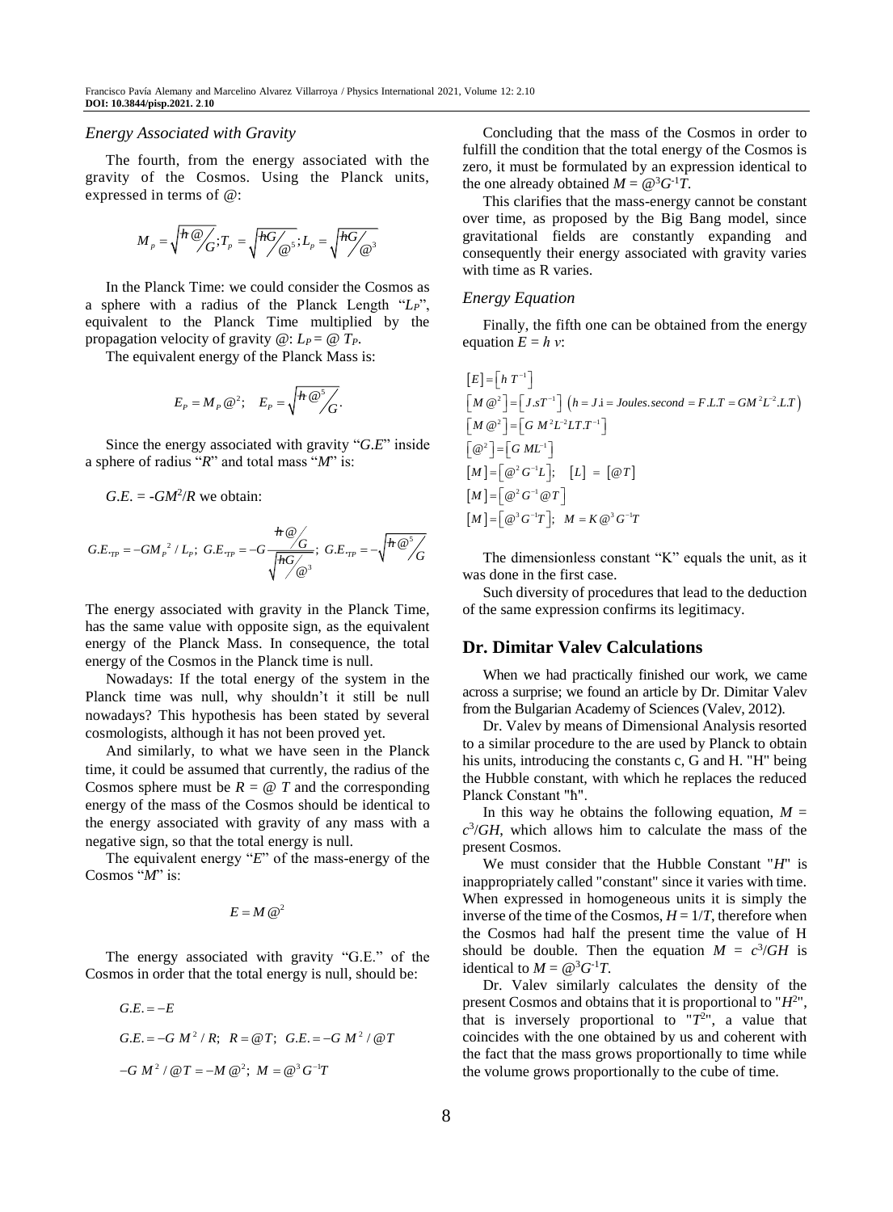### Energy Associated with Gravity

The fourth, from the energy associated with the gravity of the Cosmos. Using the Planck units, expressed in terms of @:

$$M_p = \sqrt{\hbar @ / G}; T_p = \sqrt{\hbar G / @^5}; L_p = \sqrt{\hbar G / @^3}$$

In the Planck Time: we could consider the Cosmos as a sphere with a radius of the Planck Length "$L_P$", equivalent to the Planck Time multiplied by the propagation velocity of gravity @: $L_P = @\ T_P$.

The equivalent energy of the Planck Mass is:

$$E_P = M_P @^2; \quad E_P = \sqrt{\hbar @^5 / G}.$$

Since the energy associated with gravity "$G.E$" inside a sphere of radius "$R$" and total mass "$M$" is:

$G.E. = -GM^2/R$ we obtain:

$$G.E._{TP} = -GM_p{}^2 / L_p; \; G.E._{TP} = -G \frac{\hbar @ / G}{\sqrt{\hbar G / @^3}}; \; G.E._{TP} = -\sqrt{\hbar @^5 / G}$$

The energy associated with gravity in the Planck Time, has the same value with opposite sign, as the equivalent energy of the Planck Mass. In consequence, the total energy of the Cosmos in the Planck time is null.

Nowadays: If the total energy of the system in the Planck time was null, why shouldn't it still be null nowadays? This hypothesis has been stated by several cosmologists, although it has not been proved yet.

And similarly, to what we have seen in the Planck time, it could be assumed that currently, the radius of the Cosmos sphere must be $R = @\ T$ and the corresponding energy of the mass of the Cosmos should be identical to the energy associated with gravity of any mass with a negative sign, so that the total energy is null.

The equivalent energy "$E$" of the mass-energy of the Cosmos "$M$" is:

$$E = M @^2$$

The energy associated with gravity "G.E." of the Cosmos in order that the total energy is null, should be:

$$G.E. = -E$$

$$G.E. = -G\ M^2 / R; \;\; R = @T; \;\; G.E. = -G\ M^2 / @T$$

$$-G\ M^2 / @T = -M @^2; \;\; M = @^3 G^{-1} T$$

Concluding that the mass of the Cosmos in order to fulfill the condition that the total energy of the Cosmos is zero, it must be formulated by an expression identical to the one already obtained $M = @^3G^{-1}T$.

This clarifies that the mass-energy cannot be constant over time, as proposed by the Big Bang model, since gravitational fields are constantly expanding and consequently their energy associated with gravity varies with time as R varies.

### Energy Equation

Finally, the fifth one can be obtained from the energy equation $E = h\ v$:

$$[E] = \left[h\ T^{-1}\right]$$

$$\left[M @^2\right] = \left[J.sT^{-1}\right] \; \left(h = J.\text{i} = Joules.second = F.L.T = GM^2L^{-2}.L.T\right)$$

$$\left[M @^2\right] = \left[G\ M^2 L^{-2} LT.T^{-1}\right]$$

$$\left[@^2\right] = \left[G\ ML^{-1}\right]$$

$$[M] = \left[@^2 G^{-1} L\right]; \quad [L] = [@T]$$

$$[M] = \left[@^2 G^{-1} @T\right]$$

$$[M] = \left[@^3 G^{-1} T\right]; \;\; M = K @^3 G^{-1} T$$

The dimensionless constant "K" equals the unit, as it was done in the first case.

Such diversity of procedures that lead to the deduction of the same expression confirms its legitimacy.

## Dr. Dimitar Valev Calculations

When we had practically finished our work, we came across a surprise; we found an article by Dr. Dimitar Valev from the Bulgarian Academy of Sciences (Valev, 2012).

Dr. Valev by means of Dimensional Analysis resorted to a similar procedure to the are used by Planck to obtain his units, introducing the constants c, G and H. "H" being the Hubble constant, with which he replaces the reduced Planck Constant "ћ".

In this way he obtains the following equation, $M = c^3/GH$, which allows him to calculate the mass of the present Cosmos.

We must consider that the Hubble Constant "$H$" is inappropriately called "constant" since it varies with time. When expressed in homogeneous units it is simply the inverse of the time of the Cosmos, $H = 1/T$, therefore when the Cosmos had half the present time the value of H should be double. Then the equation $M = c^3/GH$ is identical to $M = @^3G^{-1}T$.

Dr. Valev similarly calculates the density of the present Cosmos and obtains that it is proportional to "$H^2$", that is inversely proportional to "$T^2$", a value that coincides with the one obtained by us and coherent with the fact that the mass grows proportionally to time while the volume grows proportionally to the cube of time.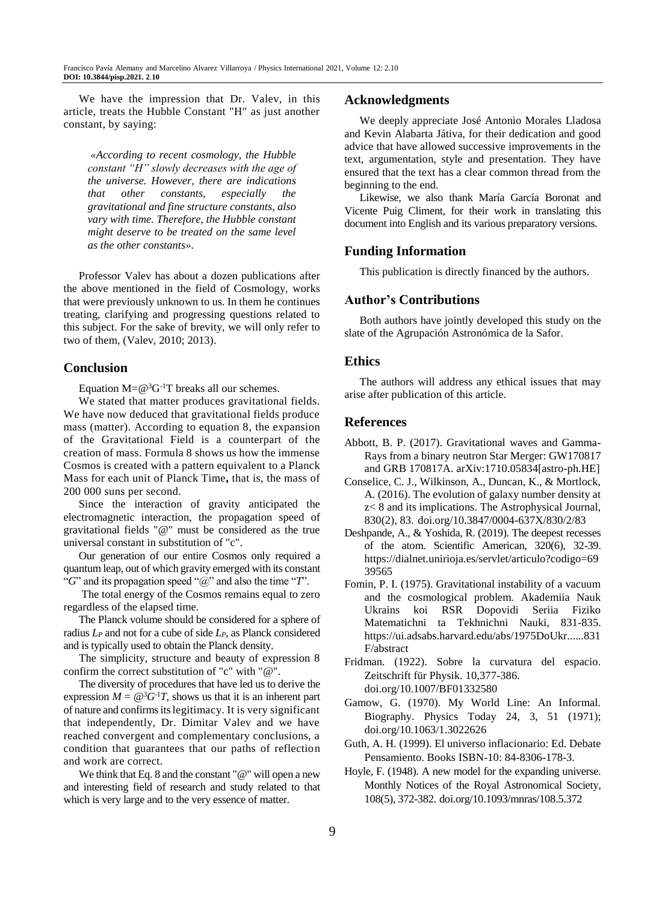We have the impression that Dr. Valev, in this article, treats the Hubble Constant "H" as just another constant, by saying:

> *«According to recent cosmology, the Hubble constant "H" slowly decreases with the age of the universe. However, there are indications that other constants, especially the gravitational and fine structure constants, also vary with time. Therefore, the Hubble constant might deserve to be treated on the same level as the other constants».*

Professor Valev has about a dozen publications after the above mentioned in the field of Cosmology, works that were previously unknown to us. In them he continues treating, clarifying and progressing questions related to this subject. For the sake of brevity, we will only refer to two of them, (Valev, 2010; 2013).

## Conclusion

Equation $M=@^3G^{-1}T$ breaks all our schemes.

We stated that matter produces gravitational fields. We have now deduced that gravitational fields produce mass (matter). According to equation 8, the expansion of the Gravitational Field is a counterpart of the creation of mass. Formula 8 shows us how the immense Cosmos is created with a pattern equivalent to a Planck Mass for each unit of Planck Time**,** that is, the mass of 200 000 suns per second.

Since the interaction of gravity anticipated the electromagnetic interaction, the propagation speed of gravitational fields "@" must be considered as the true universal constant in substitution of "c".

Our generation of our entire Cosmos only required a quantum leap, out of which gravity emerged with its constant "*G*" and its propagation speed "@" and also the time "*T*".

The total energy of the Cosmos remains equal to zero regardless of the elapsed time.

The Planck volume should be considered for a sphere of radius $L_P$ and not for a cube of side $L_P$, as Planck considered and is typically used to obtain the Planck density.

The simplicity, structure and beauty of expression 8 confirm the correct substitution of "c" with "@".

The diversity of procedures that have led us to derive the expression $M = @^3G^{-1}T$, shows us that it is an inherent part of nature and confirms its legitimacy. It is very significant that independently, Dr. Dimitar Valev and we have reached convergent and complementary conclusions, a condition that guarantees that our paths of reflection and work are correct.

We think that Eq. 8 and the constant "@" will open a new and interesting field of research and study related to that which is very large and to the very essence of matter.

## Acknowledgments

We deeply appreciate José Antonio Morales Lladosa and Kevin Alabarta Játiva, for their dedication and good advice that have allowed successive improvements in the text, argumentation, style and presentation. They have ensured that the text has a clear common thread from the beginning to the end.

Likewise, we also thank María García Boronat and Vicente Puig Climent, for their work in translating this document into English and its various preparatory versions.

## Funding Information

This publication is directly financed by the authors.

## Author's Contributions

Both authors have jointly developed this study on the slate of the Agrupación Astronómica de la Safor.

## Ethics

The authors will address any ethical issues that may arise after publication of this article.

## References

Abbott, B. P. (2017). Gravitational waves and Gamma-Rays from a binary neutron Star Merger: GW170817 and GRB 170817A. arXiv:1710.05834[astro-ph.HE]

Conselice, C. J., Wilkinson, A., Duncan, K., & Mortlock, A. (2016). The evolution of galaxy number density at z< 8 and its implications. The Astrophysical Journal, 830(2), 83. doi.org/10.3847/0004-637X/830/2/83

Deshpande, A., & Yoshida, R. (2019). The deepest recesses of the atom. Scientific American, 320(6), 32-39. https://dialnet.unirioja.es/servlet/articulo?codigo=6939565

Fomin, P. I. (1975). Gravitational instability of a vacuum and the cosmological problem. Akademiia Nauk Ukrains koi RSR Dopovidi Seriia Fiziko Matematichni ta Tekhnichni Nauki, 831-835. https://ui.adsabs.harvard.edu/abs/1975DoUkr......831F/abstract

Fridman. (1922). Sobre la curvatura del espacio. Zeitschrift für Physik. 10,377-386. doi.org/10.1007/BF01332580

Gamow, G. (1970). My World Line: An Informal. Biography. Physics Today 24, 3, 51 (1971); doi.org/10.1063/1.3022626

Guth, A. H. (1999). El universo inflacionario: Ed. Debate Pensamiento. Books ISBN-10: 84-8306-178-3.

Hoyle, F. (1948). A new model for the expanding universe. Monthly Notices of the Royal Astronomical Society, 108(5), 372-382. doi.org/10.1093/mnras/108.5.372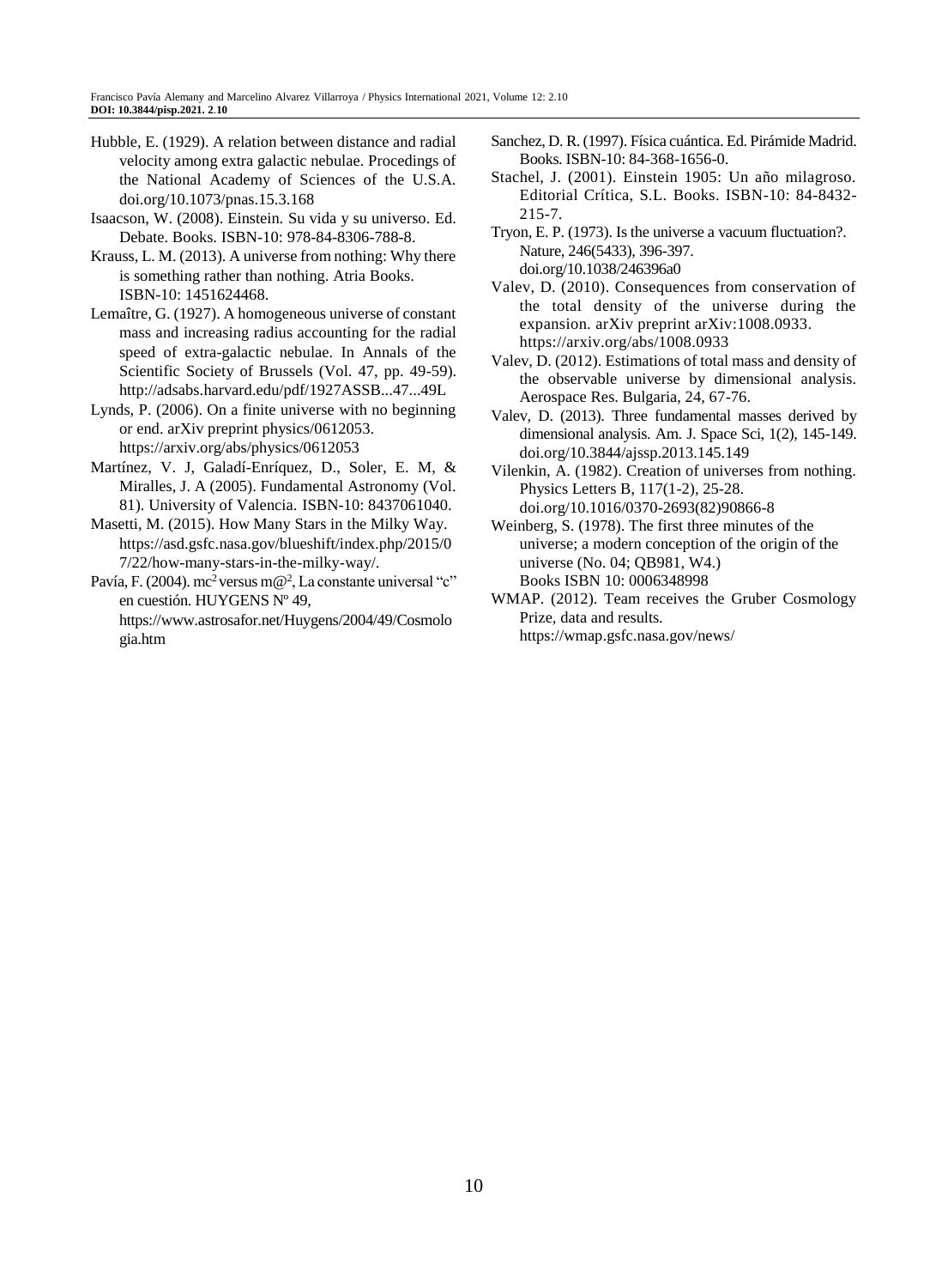Hubble, E. (1929). A relation between distance and radial velocity among extra galactic nebulae. Procedings of the National Academy of Sciences of the U.S.A. doi.org/10.1073/pnas.15.3.168

Isaacson, W. (2008). Einstein. Su vida y su universo. Ed. Debate. Books. ISBN-10: 978-84-8306-788-8.

Krauss, L. M. (2013). A universe from nothing: Why there is something rather than nothing. Atria Books. ISBN-10: 1451624468.

Lemaître, G. (1927). A homogeneous universe of constant mass and increasing radius accounting for the radial speed of extra-galactic nebulae. In Annals of the Scientific Society of Brussels (Vol. 47, pp. 49-59). http://adsabs.harvard.edu/pdf/1927ASSB...47...49L

Lynds, P. (2006). On a finite universe with no beginning or end. arXiv preprint physics/0612053. https://arxiv.org/abs/physics/0612053

Martínez, V. J, Galadí-Enríquez, D., Soler, E. M, & Miralles, J. A (2005). Fundamental Astronomy (Vol. 81). University of Valencia. ISBN-10: 8437061040.

Masetti, M. (2015). How Many Stars in the Milky Way. https://asd.gsfc.nasa.gov/blueshift/index.php/2015/07/22/how-many-stars-in-the-milky-way/.

Pavía, F. (2004). $mc^2$ versus $m@^2$, La constante universal "c" en cuestión. HUYGENS Nº 49, https://www.astrosafor.net/Huygens/2004/49/Cosmologia.htm

Sanchez, D. R. (1997). Física cuántica. Ed. Pirámide Madrid. Books. ISBN-10: 84-368-1656-0.

Stachel, J. (2001). Einstein 1905: Un año milagroso. Editorial Crítica, S.L. Books. ISBN-10: 84-8432-215-7.

Tryon, E. P. (1973). Is the universe a vacuum fluctuation?. Nature, 246(5433), 396-397. doi.org/10.1038/246396a0

Valev, D. (2010). Consequences from conservation of the total density of the universe during the expansion. arXiv preprint arXiv:1008.0933. https://arxiv.org/abs/1008.0933

Valev, D. (2012). Estimations of total mass and density of the observable universe by dimensional analysis. Aerospace Res. Bulgaria, 24, 67-76.

Valev, D. (2013). Three fundamental masses derived by dimensional analysis. Am. J. Space Sci, 1(2), 145-149. doi.org/10.3844/ajssp.2013.145.149

Vilenkin, A. (1982). Creation of universes from nothing. Physics Letters B, 117(1-2), 25-28. doi.org/10.1016/0370-2693(82)90866-8

Weinberg, S. (1978). The first three minutes of the universe; a modern conception of the origin of the universe (No. 04; QB981, W4.) Books ISBN 10: 0006348998

WMAP. (2012). Team receives the Gruber Cosmology Prize, data and results. https://wmap.gsfc.nasa.gov/news/